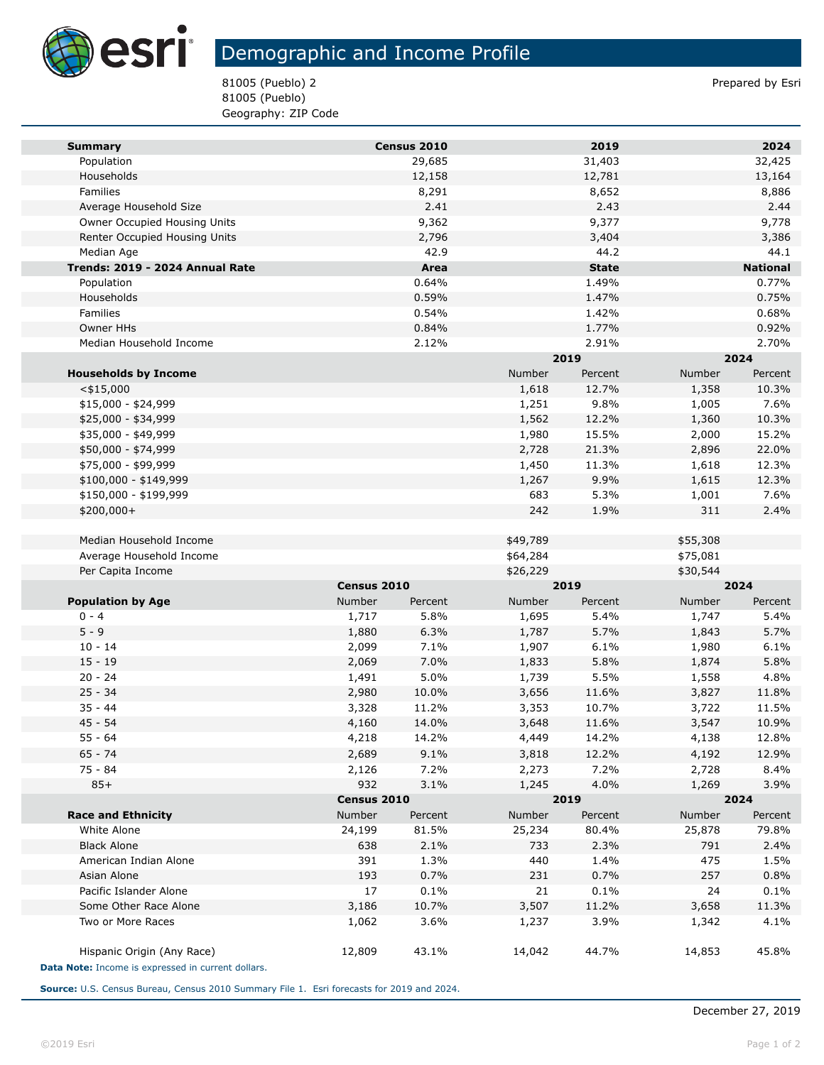# Demographic and Income Profile

81005 (Pueblo) 2
81005 (Pueblo)
Geography: ZIP Code

Prepared by Esri

| Summary | Census 2010 | 2019 | 2024 |
|---|---|---|---|
| Population | 29,685 | 31,403 | 32,425 |
| Households | 12,158 | 12,781 | 13,164 |
| Families | 8,291 | 8,652 | 8,886 |
| Average Household Size | 2.41 | 2.43 | 2.44 |
| Owner Occupied Housing Units | 9,362 | 9,377 | 9,778 |
| Renter Occupied Housing Units | 2,796 | 3,404 | 3,386 |
| Median Age | 42.9 | 44.2 | 44.1 |

| Trends: 2019 - 2024 Annual Rate | Area | State | National |
|---|---|---|---|
| Population | 0.64% | 1.49% | 0.77% |
| Households | 0.59% | 1.47% | 0.75% |
| Families | 0.54% | 1.42% | 0.68% |
| Owner HHs | 0.84% | 1.77% | 0.92% |
| Median Household Income | 2.12% | 2.91% | 2.70% |

| | 2019 | | 2024 | |
|---|---|---|---|---|
| Households by Income | Number | Percent | Number | Percent |
| <$15,000 | 1,618 | 12.7% | 1,358 | 10.3% |
| $15,000 - $24,999 | 1,251 | 9.8% | 1,005 | 7.6% |
| $25,000 - $34,999 | 1,562 | 12.2% | 1,360 | 10.3% |
| $35,000 - $49,999 | 1,980 | 15.5% | 2,000 | 15.2% |
| $50,000 - $74,999 | 2,728 | 21.3% | 2,896 | 22.0% |
| $75,000 - $99,999 | 1,450 | 11.3% | 1,618 | 12.3% |
| $100,000 - $149,999 | 1,267 | 9.9% | 1,615 | 12.3% |
| $150,000 - $199,999 | 683 | 5.3% | 1,001 | 7.6% |
| $200,000+ | 242 | 1.9% | 311 | 2.4% |
| | | | | |
| Median Household Income | $49,789 | | $55,308 | |
| Average Household Income | $64,284 | | $75,081 | |
| Per Capita Income | $26,229 | | $30,544 | |

| | Census 2010 | | 2019 | | 2024 | |
|---|---|---|---|---|---|---|
| Population by Age | Number | Percent | Number | Percent | Number | Percent |
| 0 - 4 | 1,717 | 5.8% | 1,695 | 5.4% | 1,747 | 5.4% |
| 5 - 9 | 1,880 | 6.3% | 1,787 | 5.7% | 1,843 | 5.7% |
| 10 - 14 | 2,099 | 7.1% | 1,907 | 6.1% | 1,980 | 6.1% |
| 15 - 19 | 2,069 | 7.0% | 1,833 | 5.8% | 1,874 | 5.8% |
| 20 - 24 | 1,491 | 5.0% | 1,739 | 5.5% | 1,558 | 4.8% |
| 25 - 34 | 2,980 | 10.0% | 3,656 | 11.6% | 3,827 | 11.8% |
| 35 - 44 | 3,328 | 11.2% | 3,353 | 10.7% | 3,722 | 11.5% |
| 45 - 54 | 4,160 | 14.0% | 3,648 | 11.6% | 3,547 | 10.9% |
| 55 - 64 | 4,218 | 14.2% | 4,449 | 14.2% | 4,138 | 12.8% |
| 65 - 74 | 2,689 | 9.1% | 3,818 | 12.2% | 4,192 | 12.9% |
| 75 - 84 | 2,126 | 7.2% | 2,273 | 7.2% | 2,728 | 8.4% |
| 85+ | 932 | 3.1% | 1,245 | 4.0% | 1,269 | 3.9% |

| | Census 2010 | | 2019 | | 2024 | |
|---|---|---|---|---|---|---|
| Race and Ethnicity | Number | Percent | Number | Percent | Number | Percent |
| White Alone | 24,199 | 81.5% | 25,234 | 80.4% | 25,878 | 79.8% |
| Black Alone | 638 | 2.1% | 733 | 2.3% | 791 | 2.4% |
| American Indian Alone | 391 | 1.3% | 440 | 1.4% | 475 | 1.5% |
| Asian Alone | 193 | 0.7% | 231 | 0.7% | 257 | 0.8% |
| Pacific Islander Alone | 17 | 0.1% | 21 | 0.1% | 24 | 0.1% |
| Some Other Race Alone | 3,186 | 10.7% | 3,507 | 11.2% | 3,658 | 11.3% |
| Two or More Races | 1,062 | 3.6% | 1,237 | 3.9% | 1,342 | 4.1% |
| | | | | | | |
| Hispanic Origin (Any Race) | 12,809 | 43.1% | 14,042 | 44.7% | 14,853 | 45.8% |

**Data Note:** Income is expressed in current dollars.

**Source:** U.S. Census Bureau, Census 2010 Summary File 1. Esri forecasts for 2019 and 2024.

December 27, 2019

©2019 Esri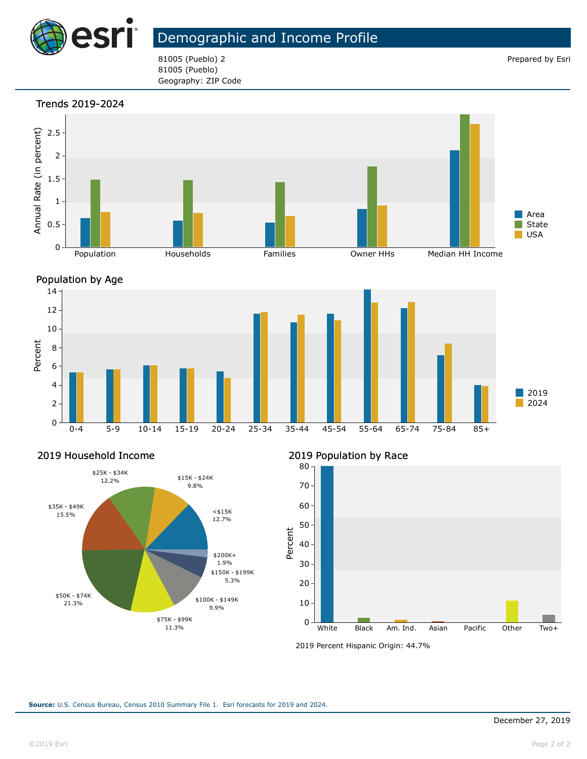# Demographic and Income Profile

81005 (Pueblo) 2
81005 (Pueblo)
Geography: ZIP Code

Prepared by Esri

## Trends 2019-2024

Annual Rate (in percent)

0, 0.5, 1, 1.5, 2, 2.5

Population, Households, Families, Owner HHs, Median HH Income

Area
State
USA

## Population by Age

Percent

0, 2, 4, 6, 8, 10, 12, 14

0-4, 5-9, 10-14, 15-19, 20-24, 25-34, 35-44, 45-54, 55-64, 65-74, 75-84, 85+

2019
2024

## 2019 Household Income

$25K - $34K 12.2%
$15K - $24K 9.8%
$35K - $49K 15.5%
<$15K 12.7%
$200K+ 1.9%
$150K - $199K 5.3%
$100K - $149K 9.9%
$50K - $74K 21.3%
$75K - $99K 11.3%

## 2019 Population by Race

Percent

0, 10, 20, 30, 40, 50, 60, 70, 80

White, Black, Am. Ind., Asian, Pacific, Other, Two+

2019 Percent Hispanic Origin: 44.7%

**Source:** U.S. Census Bureau, Census 2010 Summary File 1. Esri forecasts for 2019 and 2024.

December 27, 2019